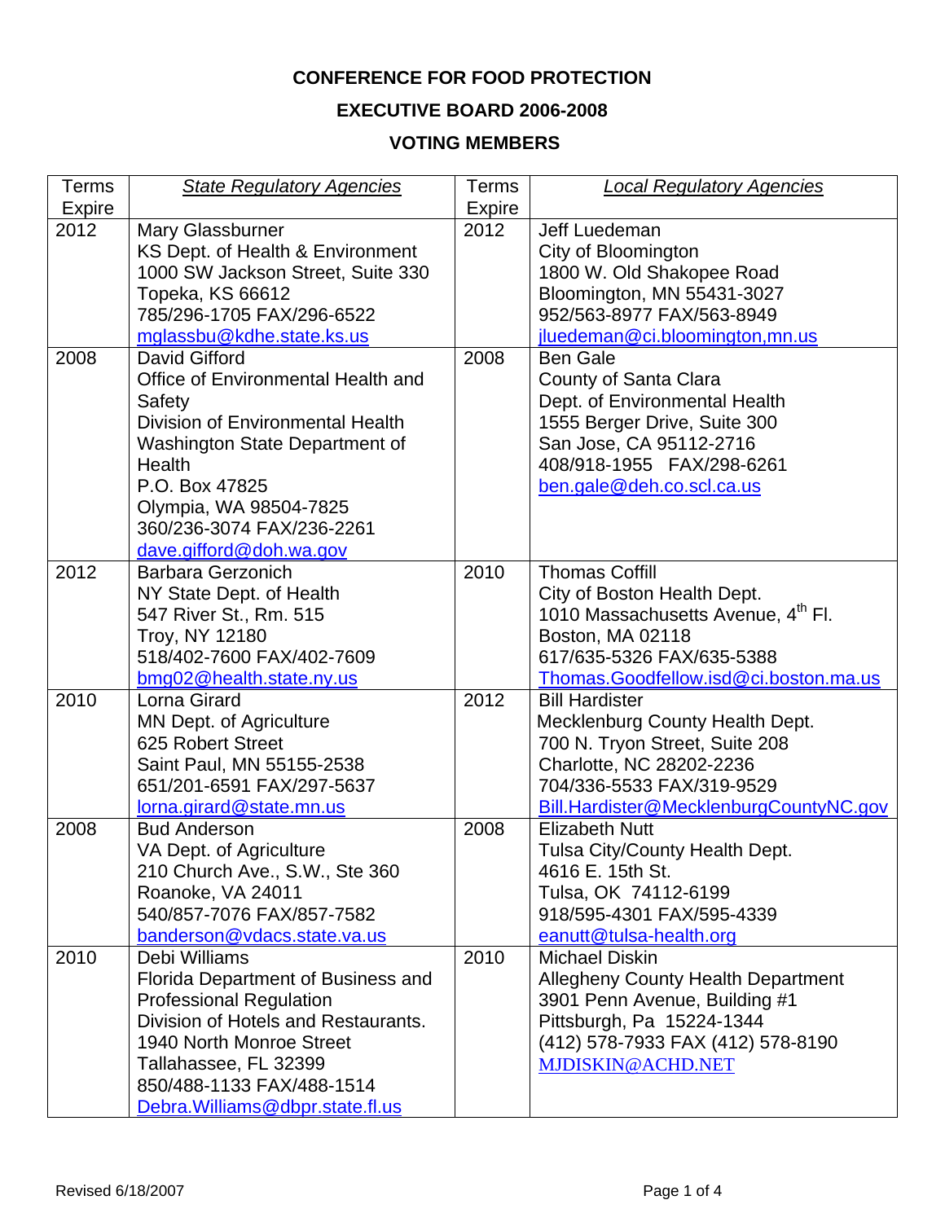**CONFERENCE FOR FOOD PROTECTION**

**EXECUTIVE BOARD 2006-2008**

**VOTING MEMBERS**

| Terms Expire | *State Regulatory Agencies* | Terms Expire | *Local Regulatory Agencies* |
|---|---|---|---|
| 2012 | Mary Glassburner<br>KS Dept. of Health & Environment<br>1000 SW Jackson Street, Suite 330<br>Topeka, KS 66612<br>785/296-1705 FAX/296-6522<br>mglassbu@kdhe.state.ks.us | 2012 | Jeff Luedeman<br>City of Bloomington<br>1800 W. Old Shakopee Road<br>Bloomington, MN 55431-3027<br>952/563-8977 FAX/563-8949<br>jluedeman@ci.bloomington,mn.us |
| 2008 | David Gifford<br>Office of Environmental Health and Safety<br>Division of Environmental Health<br>Washington State Department of Health<br>P.O. Box 47825<br>Olympia, WA 98504-7825<br>360/236-3074 FAX/236-2261<br>dave.gifford@doh.wa.gov | 2008 | Ben Gale<br>County of Santa Clara<br>Dept. of Environmental Health<br>1555 Berger Drive, Suite 300<br>San Jose, CA 95112-2716<br>408/918-1955 FAX/298-6261<br>ben.gale@deh.co.scl.ca.us |
| 2012 | Barbara Gerzonich<br>NY State Dept. of Health<br>547 River St., Rm. 515<br>Troy, NY 12180<br>518/402-7600 FAX/402-7609<br>bmg02@health.state.ny.us | 2010 | Thomas Coffill<br>City of Boston Health Dept.<br>1010 Massachusetts Avenue, 4th Fl.<br>Boston, MA 02118<br>617/635-5326 FAX/635-5388<br>Thomas.Goodfellow.isd@ci.boston.ma.us |
| 2010 | Lorna Girard<br>MN Dept. of Agriculture<br>625 Robert Street<br>Saint Paul, MN 55155-2538<br>651/201-6591 FAX/297-5637<br>lorna.girard@state.mn.us | 2012 | Bill Hardister<br>Mecklenburg County Health Dept.<br>700 N. Tryon Street, Suite 208<br>Charlotte, NC 28202-2236<br>704/336-5533 FAX/319-9529<br>Bill.Hardister@MecklenburgCountyNC.gov |
| 2008 | Bud Anderson<br>VA Dept. of Agriculture<br>210 Church Ave., S.W., Ste 360<br>Roanoke, VA 24011<br>540/857-7076 FAX/857-7582<br>banderson@vdacs.state.va.us | 2008 | Elizabeth Nutt<br>Tulsa City/County Health Dept.<br>4616 E. 15th St.<br>Tulsa, OK 74112-6199<br>918/595-4301 FAX/595-4339<br>eanutt@tulsa-health.org |
| 2010 | Debi Williams<br>Florida Department of Business and Professional Regulation<br>Division of Hotels and Restaurants.<br>1940 North Monroe Street<br>Tallahassee, FL 32399<br>850/488-1133 FAX/488-1514<br>Debra.Williams@dbpr.state.fl.us | 2010 | Michael Diskin<br>Allegheny County Health Department<br>3901 Penn Avenue, Building #1<br>Pittsburgh, Pa 15224-1344<br>(412) 578-7933 FAX (412) 578-8190<br>MJDISKIN@ACHD.NET |

Revised 6/18/2007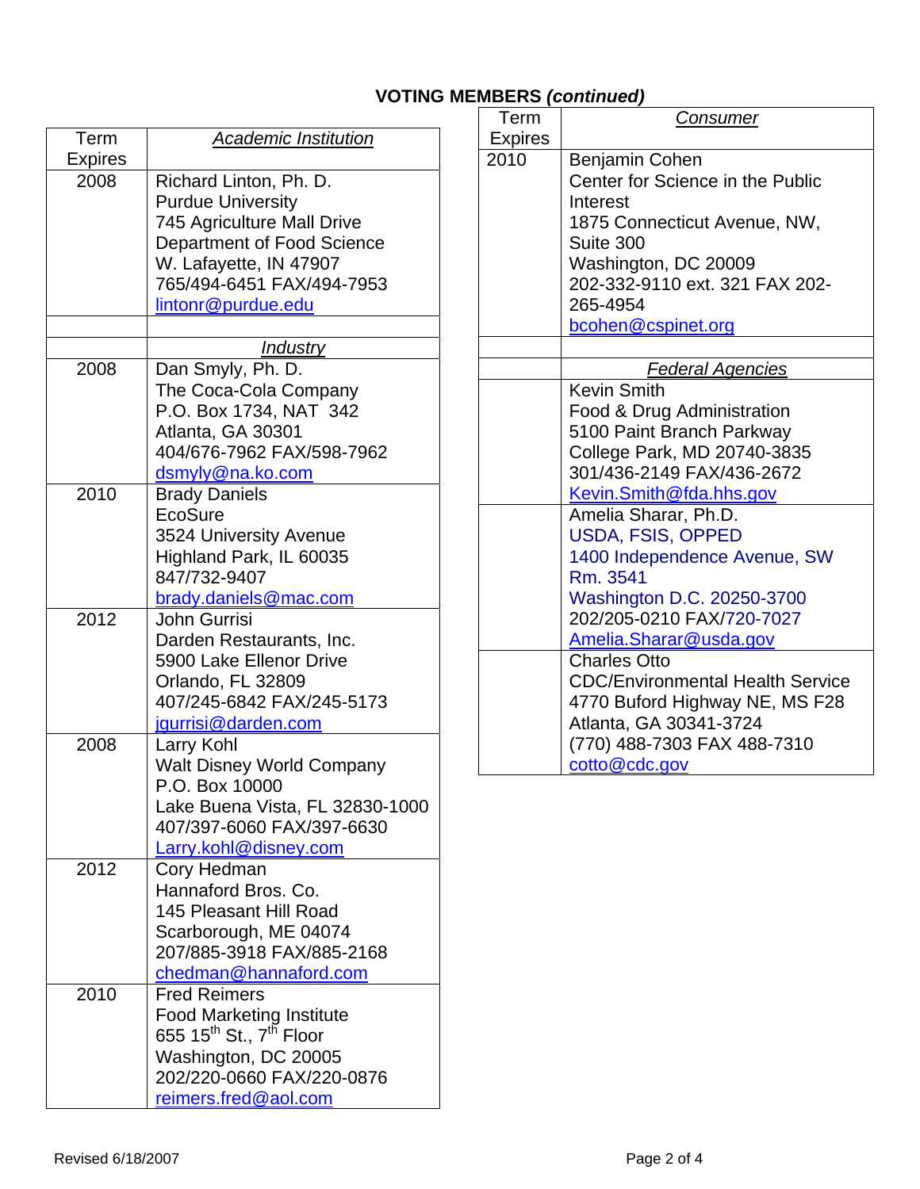## VOTING MEMBERS *(continued)*

| Term Expires | *Academic Institution* |
|---|---|
| 2008 | Richard Linton, Ph. D.<br>Purdue University<br>745 Agriculture Mall Drive<br>Department of Food Science<br>W. Lafayette, IN 47907<br>765/494-6451 FAX/494-7953<br>lintonr@purdue.edu |
| | |
| | *Industry* |
| 2008 | Dan Smyly, Ph. D.<br>The Coca-Cola Company<br>P.O. Box 1734, NAT 342<br>Atlanta, GA 30301<br>404/676-7962 FAX/598-7962<br>dsmyly@na.ko.com |
| 2010 | Brady Daniels<br>EcoSure<br>3524 University Avenue<br>Highland Park, IL 60035<br>847/732-9407<br>brady.daniels@mac.com |
| 2012 | John Gurrisi<br>Darden Restaurants, Inc.<br>5900 Lake Ellenor Drive<br>Orlando, FL 32809<br>407/245-6842 FAX/245-5173<br>jgurrisi@darden.com |
| 2008 | Larry Kohl<br>Walt Disney World Company<br>P.O. Box 10000<br>Lake Buena Vista, FL 32830-1000<br>407/397-6060 FAX/397-6630<br>Larry.kohl@disney.com |
| 2012 | Cory Hedman<br>Hannaford Bros. Co.<br>145 Pleasant Hill Road<br>Scarborough, ME 04074<br>207/885-3918 FAX/885-2168<br>chedman@hannaford.com |
| 2010 | Fred Reimers<br>Food Marketing Institute<br>655 15th St., 7th Floor<br>Washington, DC 20005<br>202/220-0660 FAX/220-0876<br>reimers.fred@aol.com |

| Term Expires | *Consumer* |
|---|---|
| 2010 | Benjamin Cohen<br>Center for Science in the Public Interest<br>1875 Connecticut Avenue, NW, Suite 300<br>Washington, DC 20009<br>202-332-9110 ext. 321 FAX 202-265-4954<br>bcohen@cspinet.org |
| | |
| | *Federal Agencies* |
| | Kevin Smith<br>Food & Drug Administration<br>5100 Paint Branch Parkway<br>College Park, MD 20740-3835<br>301/436-2149 FAX/436-2672<br>Kevin.Smith@fda.hhs.gov |
| | Amelia Sharar, Ph.D.<br>USDA, FSIS, OPPED<br>1400 Independence Avenue, SW<br>Rm. 3541<br>Washington D.C. 20250-3700<br>202/205-0210 FAX/720-7027<br>Amelia.Sharar@usda.gov |
| | Charles Otto<br>CDC/Environmental Health Service<br>4770 Buford Highway NE, MS F28<br>Atlanta, GA 30341-3724<br>(770) 488-7303 FAX 488-7310<br>cotto@cdc.gov |

Revised 6/18/2007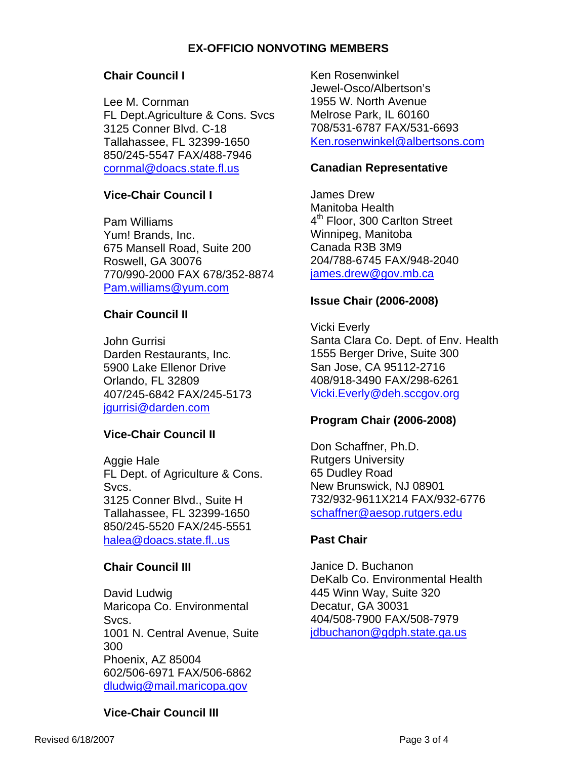## EX-OFFICIO NONVOTING MEMBERS

**Chair Council I**

Lee M. Cornman
FL Dept.Agriculture & Cons. Svcs
3125 Conner Blvd. C-18
Tallahassee, FL 32399-1650
850/245-5547 FAX/488-7946
cornmal@doacs.state.fl.us

**Vice-Chair Council I**

Pam Williams
Yum! Brands, Inc.
675 Mansell Road, Suite 200
Roswell, GA 30076
770/990-2000 FAX 678/352-8874
Pam.williams@yum.com

**Chair Council II**

John Gurrisi
Darden Restaurants, Inc.
5900 Lake Ellenor Drive
Orlando, FL 32809
407/245-6842 FAX/245-5173
jgurrisi@darden.com

**Vice-Chair Council II**

Aggie Hale
FL Dept. of Agriculture & Cons. Svcs.
3125 Conner Blvd., Suite H
Tallahassee, FL 32399-1650
850/245-5520 FAX/245-5551
halea@doacs.state.fl..us

**Chair Council III**

David Ludwig
Maricopa Co. Environmental Svcs.
1001 N. Central Avenue, Suite 300
Phoenix, AZ 85004
602/506-6971 FAX/506-6862
dludwig@mail.maricopa.gov

**Vice-Chair Council III**

Ken Rosenwinkel
Jewel-Osco/Albertson's
1955 W. North Avenue
Melrose Park, IL 60160
708/531-6787 FAX/531-6693
Ken.rosenwinkel@albertsons.com

**Canadian Representative**

James Drew
Manitoba Health
4th Floor, 300 Carlton Street
Winnipeg, Manitoba
Canada R3B 3M9
204/788-6745 FAX/948-2040
james.drew@gov.mb.ca

**Issue Chair (2006-2008)**

Vicki Everly
Santa Clara Co. Dept. of Env. Health
1555 Berger Drive, Suite 300
San Jose, CA 95112-2716
408/918-3490 FAX/298-6261
Vicki.Everly@deh.sccgov.org

**Program Chair (2006-2008)**

Don Schaffner, Ph.D.
Rutgers University
65 Dudley Road
New Brunswick, NJ 08901
732/932-9611X214 FAX/932-6776
schaffner@aesop.rutgers.edu

**Past Chair**

Janice D. Buchanon
DeKalb Co. Environmental Health
445 Winn Way, Suite 320
Decatur, GA 30031
404/508-7900 FAX/508-7979
jdbuchanon@gdph.state.ga.us

Revised 6/18/2007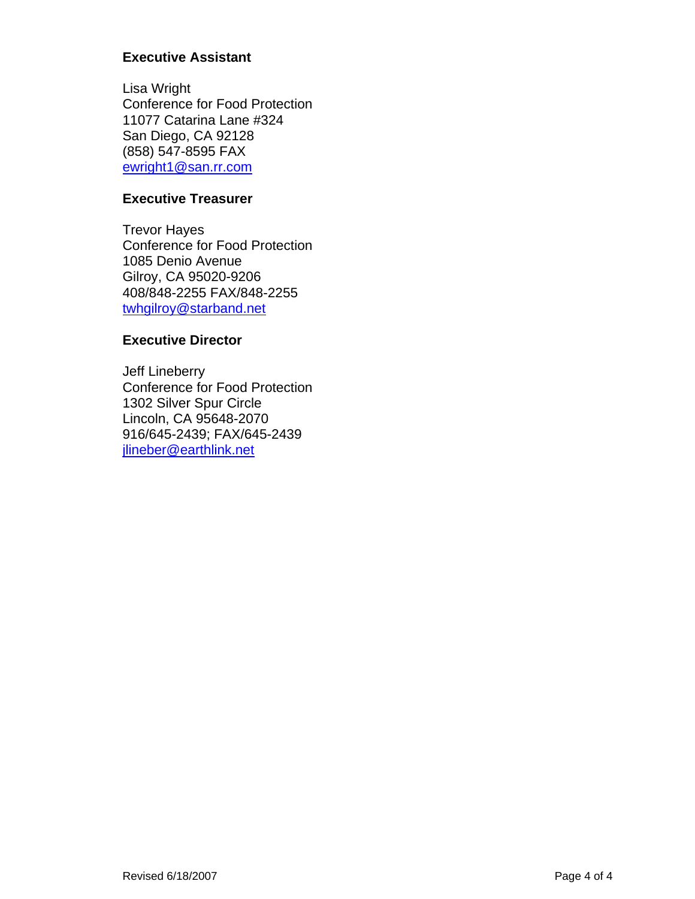### Executive Assistant

Lisa Wright
Conference for Food Protection
11077 Catarina Lane #324
San Diego, CA 92128
(858) 547-8595 FAX
ewright1@san.rr.com

### Executive Treasurer

Trevor Hayes
Conference for Food Protection
1085 Denio Avenue
Gilroy, CA 95020-9206
408/848-2255 FAX/848-2255
twhgilroy@starband.net

### Executive Director

Jeff Lineberry
Conference for Food Protection
1302 Silver Spur Circle
Lincoln, CA 95648-2070
916/645-2439; FAX/645-2439
jlineber@earthlink.net

Revised 6/18/2007